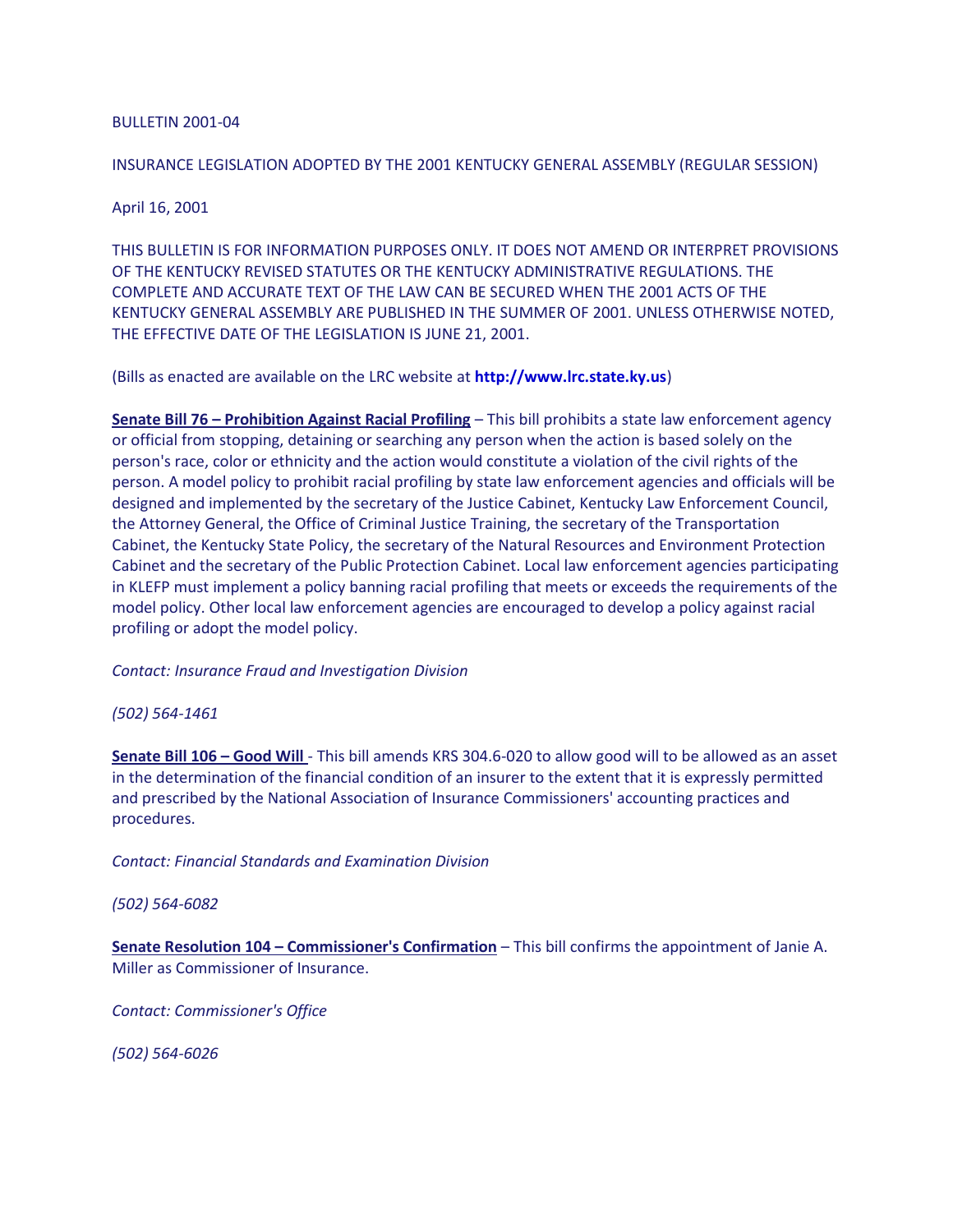BULLETIN 2001-04

INSURANCE LEGISLATION ADOPTED BY THE 2001 KENTUCKY GENERAL ASSEMBLY (REGULAR SESSION)

April 16, 2001

THIS BULLETIN IS FOR INFORMATION PURPOSES ONLY. IT DOES NOT AMEND OR INTERPRET PROVISIONS OF THE KENTUCKY REVISED STATUTES OR THE KENTUCKY ADMINISTRATIVE REGULATIONS. THE COMPLETE AND ACCURATE TEXT OF THE LAW CAN BE SECURED WHEN THE 2001 ACTS OF THE KENTUCKY GENERAL ASSEMBLY ARE PUBLISHED IN THE SUMMER OF 2001. UNLESS OTHERWISE NOTED, THE EFFECTIVE DATE OF THE LEGISLATION IS JUNE 21, 2001.

(Bills as enacted are available on the LRC website at **http://www.lrc.state.ky.us**)

**Senate Bill 76 – Prohibition Against Racial Profiling** – This bill prohibits a state law enforcement agency or official from stopping, detaining or searching any person when the action is based solely on the person's race, color or ethnicity and the action would constitute a violation of the civil rights of the person. A model policy to prohibit racial profiling by state law enforcement agencies and officials will be designed and implemented by the secretary of the Justice Cabinet, Kentucky Law Enforcement Council, the Attorney General, the Office of Criminal Justice Training, the secretary of the Transportation Cabinet, the Kentucky State Policy, the secretary of the Natural Resources and Environment Protection Cabinet and the secretary of the Public Protection Cabinet. Local law enforcement agencies participating in KLEFP must implement a policy banning racial profiling that meets or exceeds the requirements of the model policy. Other local law enforcement agencies are encouraged to develop a policy against racial profiling or adopt the model policy.

*Contact: Insurance Fraud and Investigation Division*

*(502) 564-1461*

**Senate Bill 106 – Good Will** - This bill amends KRS 304.6-020 to allow good will to be allowed as an asset in the determination of the financial condition of an insurer to the extent that it is expressly permitted and prescribed by the National Association of Insurance Commissioners' accounting practices and procedures.

*Contact: Financial Standards and Examination Division*

*(502) 564-6082*

**Senate Resolution 104 – Commissioner's Confirmation** – This bill confirms the appointment of Janie A. Miller as Commissioner of Insurance.

*Contact: Commissioner's Office*

*(502) 564-6026*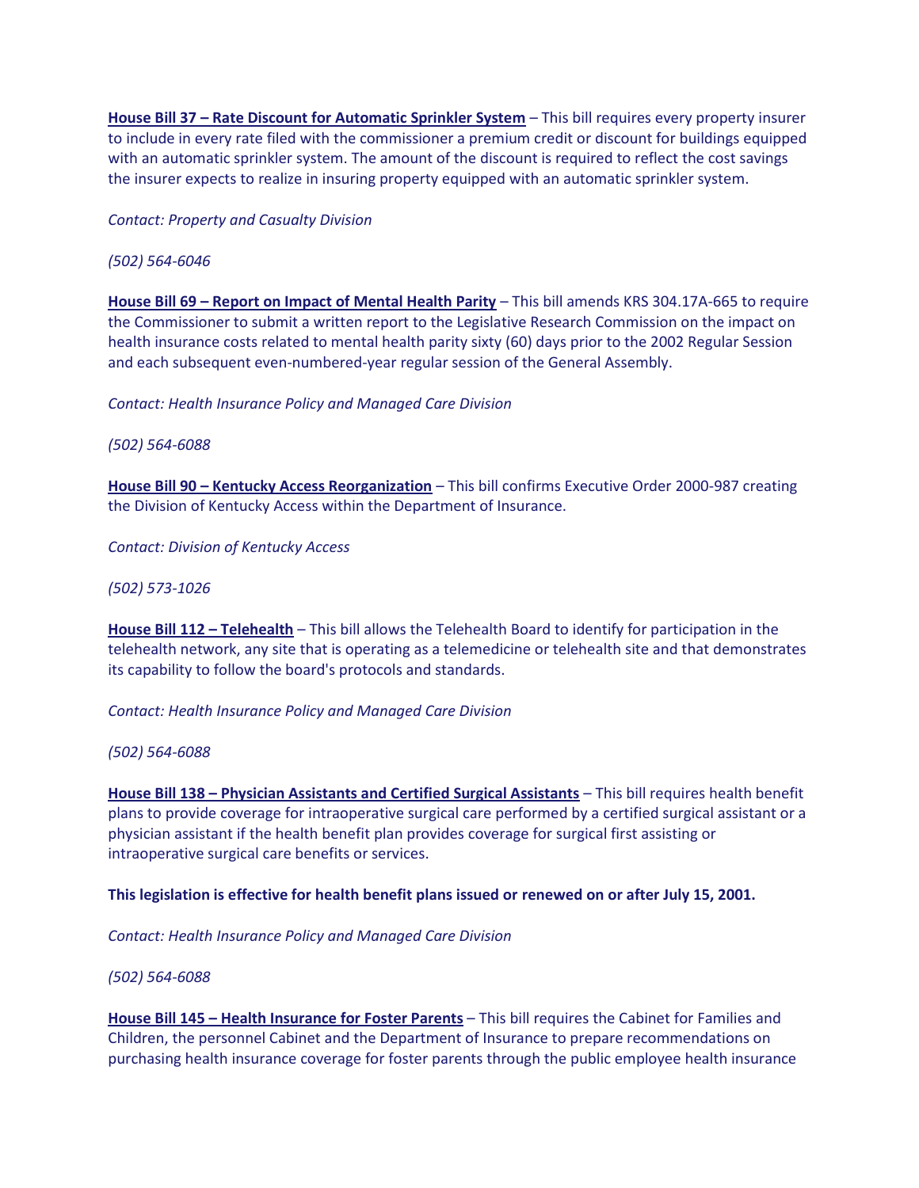**House Bill 37 – Rate Discount for Automatic Sprinkler System** – This bill requires every property insurer to include in every rate filed with the commissioner a premium credit or discount for buildings equipped with an automatic sprinkler system. The amount of the discount is required to reflect the cost savings the insurer expects to realize in insuring property equipped with an automatic sprinkler system.

*Contact: Property and Casualty Division*

*(502) 564-6046*

**House Bill 69 – Report on Impact of Mental Health Parity** – This bill amends KRS 304.17A-665 to require the Commissioner to submit a written report to the Legislative Research Commission on the impact on health insurance costs related to mental health parity sixty (60) days prior to the 2002 Regular Session and each subsequent even-numbered-year regular session of the General Assembly.

*Contact: Health Insurance Policy and Managed Care Division*

*(502) 564-6088*

**House Bill 90 – Kentucky Access Reorganization** – This bill confirms Executive Order 2000-987 creating the Division of Kentucky Access within the Department of Insurance.

*Contact: Division of Kentucky Access*

*(502) 573-1026*

**House Bill 112 – Telehealth** – This bill allows the Telehealth Board to identify for participation in the telehealth network, any site that is operating as a telemedicine or telehealth site and that demonstrates its capability to follow the board's protocols and standards.

*Contact: Health Insurance Policy and Managed Care Division*

*(502) 564-6088*

**House Bill 138 – Physician Assistants and Certified Surgical Assistants** – This bill requires health benefit plans to provide coverage for intraoperative surgical care performed by a certified surgical assistant or a physician assistant if the health benefit plan provides coverage for surgical first assisting or intraoperative surgical care benefits or services.

**This legislation is effective for health benefit plans issued or renewed on or after July 15, 2001.**

*Contact: Health Insurance Policy and Managed Care Division*

*(502) 564-6088*

**House Bill 145 – Health Insurance for Foster Parents** – This bill requires the Cabinet for Families and Children, the personnel Cabinet and the Department of Insurance to prepare recommendations on purchasing health insurance coverage for foster parents through the public employee health insurance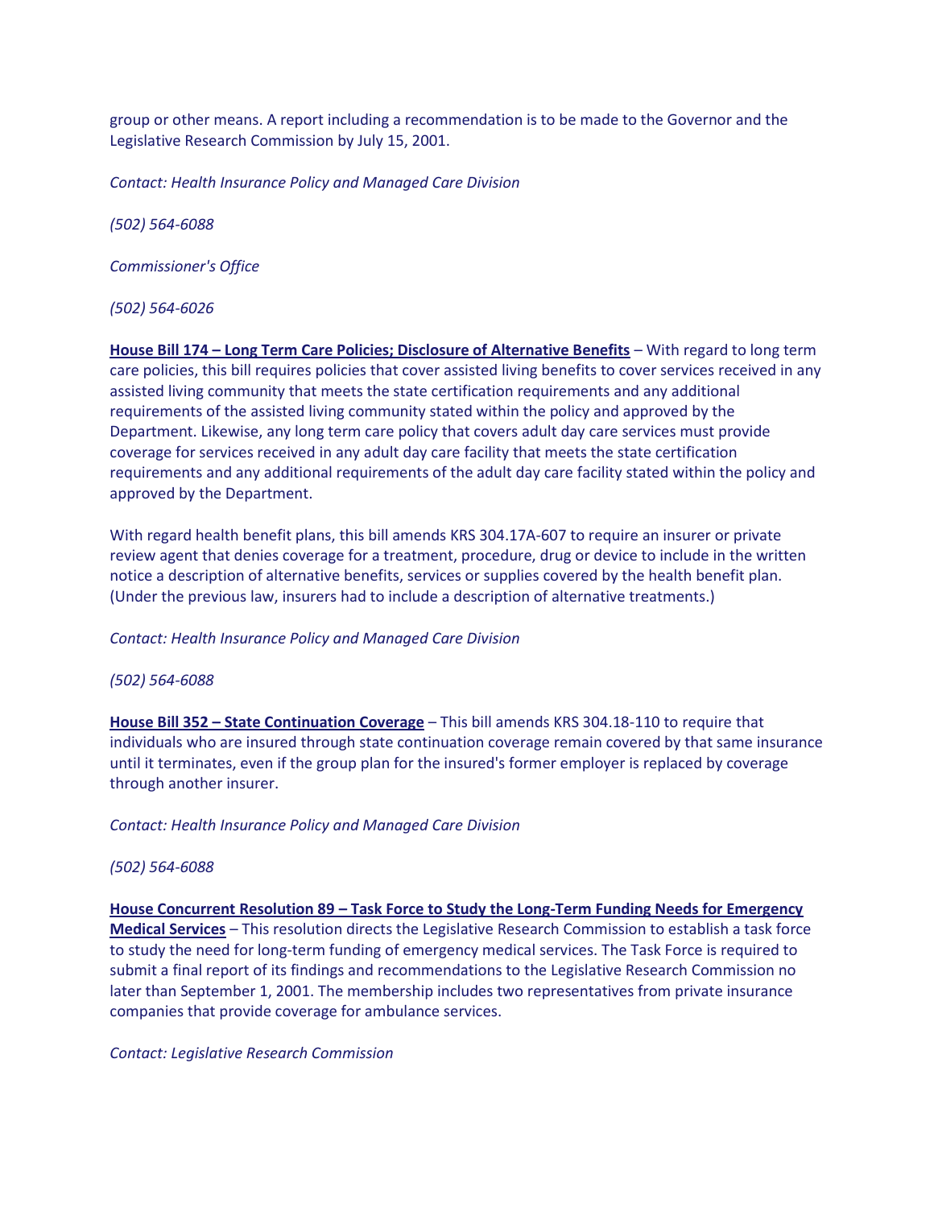group or other means. A report including a recommendation is to be made to the Governor and the Legislative Research Commission by July 15, 2001.

*Contact: Health Insurance Policy and Managed Care Division*

*(502) 564-6088*

*Commissioner's Office*

*(502) 564-6026*

**House Bill 174 – Long Term Care Policies; Disclosure of Alternative Benefits** – With regard to long term care policies, this bill requires policies that cover assisted living benefits to cover services received in any assisted living community that meets the state certification requirements and any additional requirements of the assisted living community stated within the policy and approved by the Department. Likewise, any long term care policy that covers adult day care services must provide coverage for services received in any adult day care facility that meets the state certification requirements and any additional requirements of the adult day care facility stated within the policy and approved by the Department.

With regard health benefit plans, this bill amends KRS 304.17A-607 to require an insurer or private review agent that denies coverage for a treatment, procedure, drug or device to include in the written notice a description of alternative benefits, services or supplies covered by the health benefit plan. (Under the previous law, insurers had to include a description of alternative treatments.)

*Contact: Health Insurance Policy and Managed Care Division*

*(502) 564-6088*

**House Bill 352 – State Continuation Coverage** – This bill amends KRS 304.18-110 to require that individuals who are insured through state continuation coverage remain covered by that same insurance until it terminates, even if the group plan for the insured's former employer is replaced by coverage through another insurer.

*Contact: Health Insurance Policy and Managed Care Division*

*(502) 564-6088*

**House Concurrent Resolution 89 – Task Force to Study the Long-Term Funding Needs for Emergency Medical Services** – This resolution directs the Legislative Research Commission to establish a task force to study the need for long-term funding of emergency medical services. The Task Force is required to submit a final report of its findings and recommendations to the Legislative Research Commission no later than September 1, 2001. The membership includes two representatives from private insurance companies that provide coverage for ambulance services.

*Contact: Legislative Research Commission*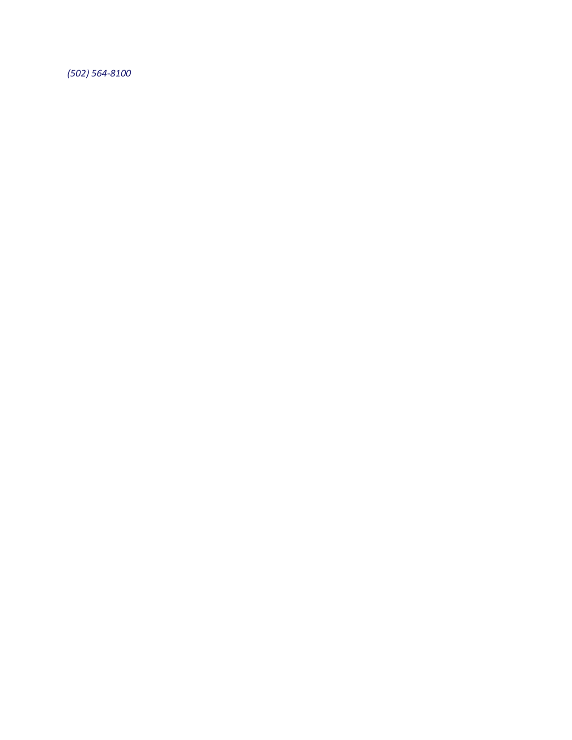*(502) 564-8100*